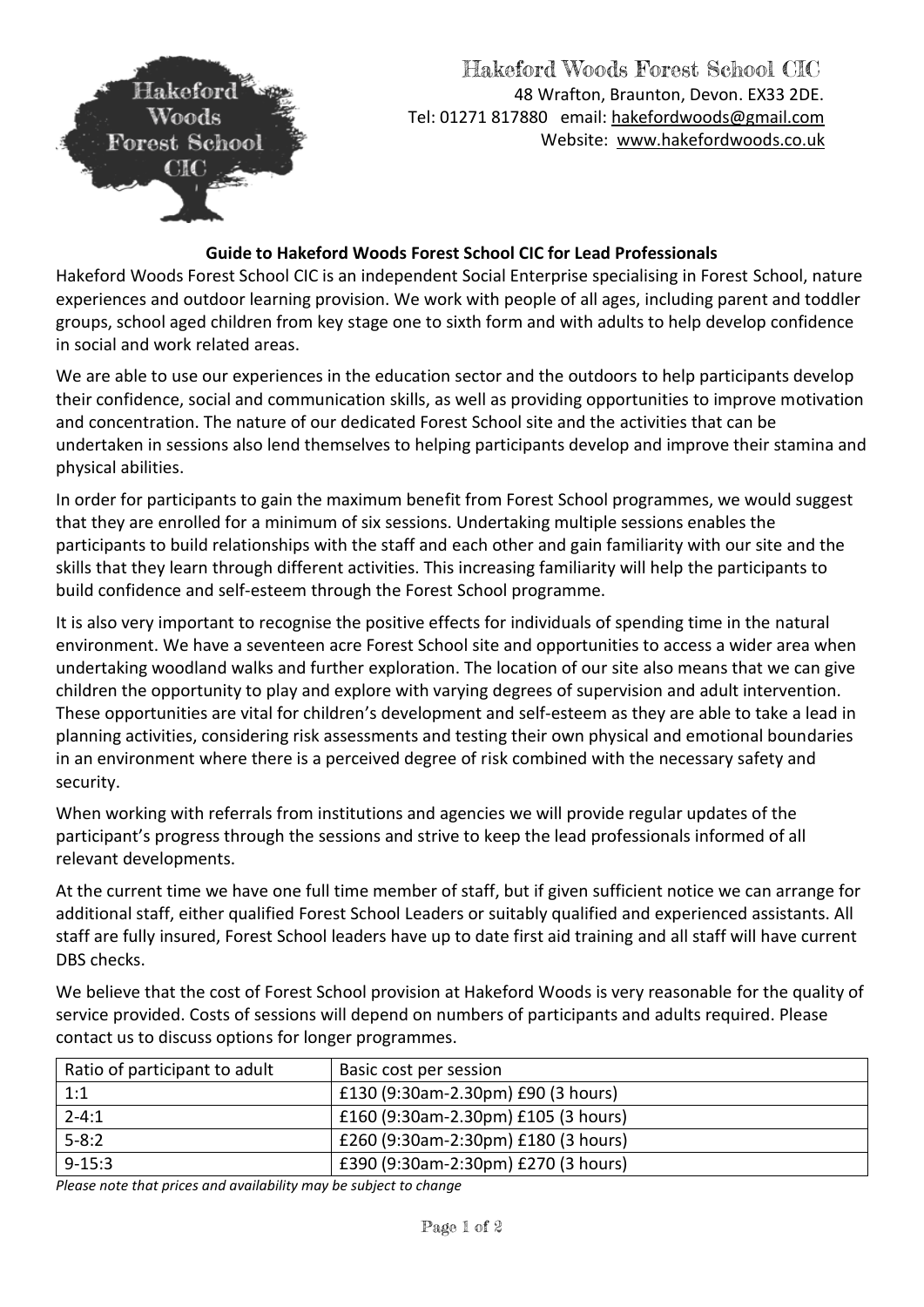Hakeford Woods Forest School CIC
48 Wrafton, Braunton, Devon. EX33 2DE.
Tel: 01271 817880 email: hakefordwoods@gmail.com
Website: www.hakefordwoods.co.uk

## Guide to Hakeford Woods Forest School CIC for Lead Professionals

Hakeford Woods Forest School CIC is an independent Social Enterprise specialising in Forest School, nature experiences and outdoor learning provision. We work with people of all ages, including parent and toddler groups, school aged children from key stage one to sixth form and with adults to help develop confidence in social and work related areas.

We are able to use our experiences in the education sector and the outdoors to help participants develop their confidence, social and communication skills, as well as providing opportunities to improve motivation and concentration. The nature of our dedicated Forest School site and the activities that can be undertaken in sessions also lend themselves to helping participants develop and improve their stamina and physical abilities.

In order for participants to gain the maximum benefit from Forest School programmes, we would suggest that they are enrolled for a minimum of six sessions. Undertaking multiple sessions enables the participants to build relationships with the staff and each other and gain familiarity with our site and the skills that they learn through different activities. This increasing familiarity will help the participants to build confidence and self-esteem through the Forest School programme.

It is also very important to recognise the positive effects for individuals of spending time in the natural environment. We have a seventeen acre Forest School site and opportunities to access a wider area when undertaking woodland walks and further exploration. The location of our site also means that we can give children the opportunity to play and explore with varying degrees of supervision and adult intervention. These opportunities are vital for children's development and self-esteem as they are able to take a lead in planning activities, considering risk assessments and testing their own physical and emotional boundaries in an environment where there is a perceived degree of risk combined with the necessary safety and security.

When working with referrals from institutions and agencies we will provide regular updates of the participant's progress through the sessions and strive to keep the lead professionals informed of all relevant developments.

At the current time we have one full time member of staff, but if given sufficient notice we can arrange for additional staff, either qualified Forest School Leaders or suitably qualified and experienced assistants. All staff are fully insured, Forest School leaders have up to date first aid training and all staff will have current DBS checks.

We believe that the cost of Forest School provision at Hakeford Woods is very reasonable for the quality of service provided. Costs of sessions will depend on numbers of participants and adults required. Please contact us to discuss options for longer programmes.

| Ratio of participant to adult | Basic cost per session |
|---|---|
| 1:1 | £130 (9:30am-2.30pm) £90 (3 hours) |
| 2-4:1 | £160 (9:30am-2.30pm) £105 (3 hours) |
| 5-8:2 | £260 (9:30am-2:30pm) £180 (3 hours) |
| 9-15:3 | £390 (9:30am-2:30pm) £270 (3 hours) |

*Please note that prices and availability may be subject to change*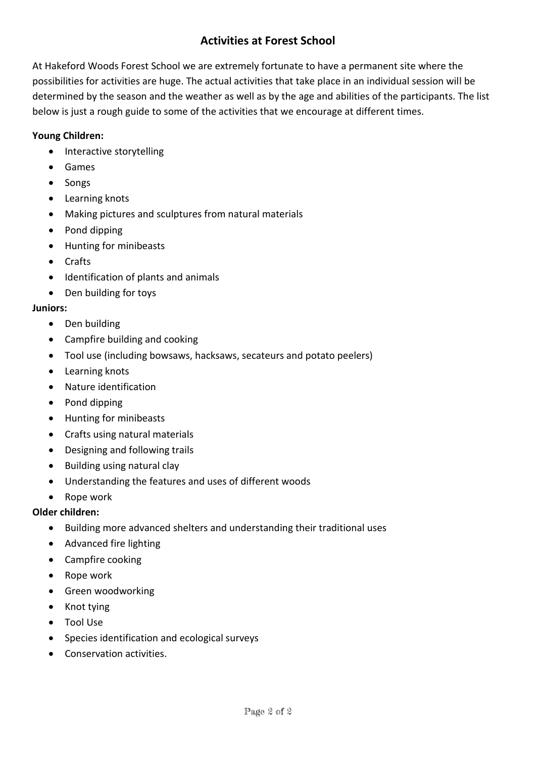# Activities at Forest School

At Hakeford Woods Forest School we are extremely fortunate to have a permanent site where the possibilities for activities are huge. The actual activities that take place in an individual session will be determined by the season and the weather as well as by the age and abilities of the participants. The list below is just a rough guide to some of the activities that we encourage at different times.

**Young Children:**

- Interactive storytelling
- Games
- Songs
- Learning knots
- Making pictures and sculptures from natural materials
- Pond dipping
- Hunting for minibeasts
- Crafts
- Identification of plants and animals
- Den building for toys

**Juniors:**

- Den building
- Campfire building and cooking
- Tool use (including bowsaws, hacksaws, secateurs and potato peelers)
- Learning knots
- Nature identification
- Pond dipping
- Hunting for minibeasts
- Crafts using natural materials
- Designing and following trails
- Building using natural clay
- Understanding the features and uses of different woods
- Rope work

**Older children:**

- Building more advanced shelters and understanding their traditional uses
- Advanced fire lighting
- Campfire cooking
- Rope work
- Green woodworking
- Knot tying
- Tool Use
- Species identification and ecological surveys
- Conservation activities.